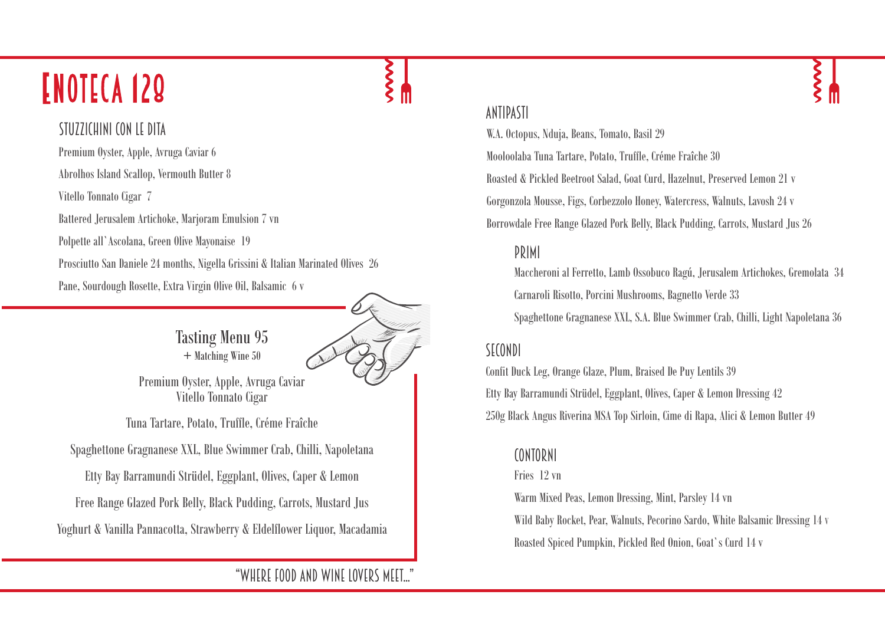# Enoteca 128

## STUZZICHINI CON LE DITA

Premium Oyster, Apple, Avruga Caviar 6

Abrolhos Island Scallop, Vermouth Butter 8

Vitello Tonnato Cigar 7

Battered Jerusalem Artichoke, Marjoram Emulsion 7 vn

Polpette all`Ascolana, Green Olive Mayonaise 19

Prosciutto San Daniele 24 months, Nigella Grissini & Italian Marinated Olives 26

Pane, Sourdough Rosette, Extra Virgin Olive Oil, Balsamic 6 v

## Tasting Menu 95

+ Matching Wine 50

Premium Oyster, Apple, Avruga Caviar
Vitello Tonnato Cigar

Tuna Tartare, Potato, Truffle, Créme Fraîche

Spaghettone Gragnanese XXL, Blue Swimmer Crab, Chilli, Napoletana

Etty Bay Barramundi Strüdel, Eggplant, Olives, Caper & Lemon

Free Range Glazed Pork Belly, Black Pudding, Carrots, Mustard Jus

Yoghurt & Vanilla Pannacotta, Strawberry & Eldelflower Liquor, Macadamia

"WHERE FOOD AND WINE LOVERS MEET..."

## ANTIPASTI

W.A. Octopus, Nduja, Beans, Tomato, Basil 29

Mooloolaba Tuna Tartare, Potato, Truffle, Créme Fraîche 30

Roasted & Pickled Beetroot Salad, Goat Curd, Hazelnut, Preserved Lemon 21 v

Gorgonzola Mousse, Figs, Corbezzolo Honey, Watercress, Walnuts, Lavosh 24 v

Borrowdale Free Range Glazed Pork Belly, Black Pudding, Carrots, Mustard Jus 26

## PRIMI

Maccheroni al Ferretto, Lamb Ossobuco Ragú, Jerusalem Artichokes, Gremolata 34

Carnaroli Risotto, Porcini Mushrooms, Bagnetto Verde 33

Spaghettone Gragnanese XXL, S.A. Blue Swimmer Crab, Chilli, Light Napoletana 36

## SECONDI

Confit Duck Leg, Orange Glaze, Plum, Braised De Puy Lentils 39

Etty Bay Barramundi Strüdel, Eggplant, Olives, Caper & Lemon Dressing 42

250g Black Angus Riverina MSA Top Sirloin, Cime di Rapa, Alici & Lemon Butter 49

## CONTORNI

Fries 12 vn

Warm Mixed Peas, Lemon Dressing, Mint, Parsley 14 vn

Wild Baby Rocket, Pear, Walnuts, Pecorino Sardo, White Balsamic Dressing 14 v

Roasted Spiced Pumpkin, Pickled Red Onion, Goat`s Curd 14 v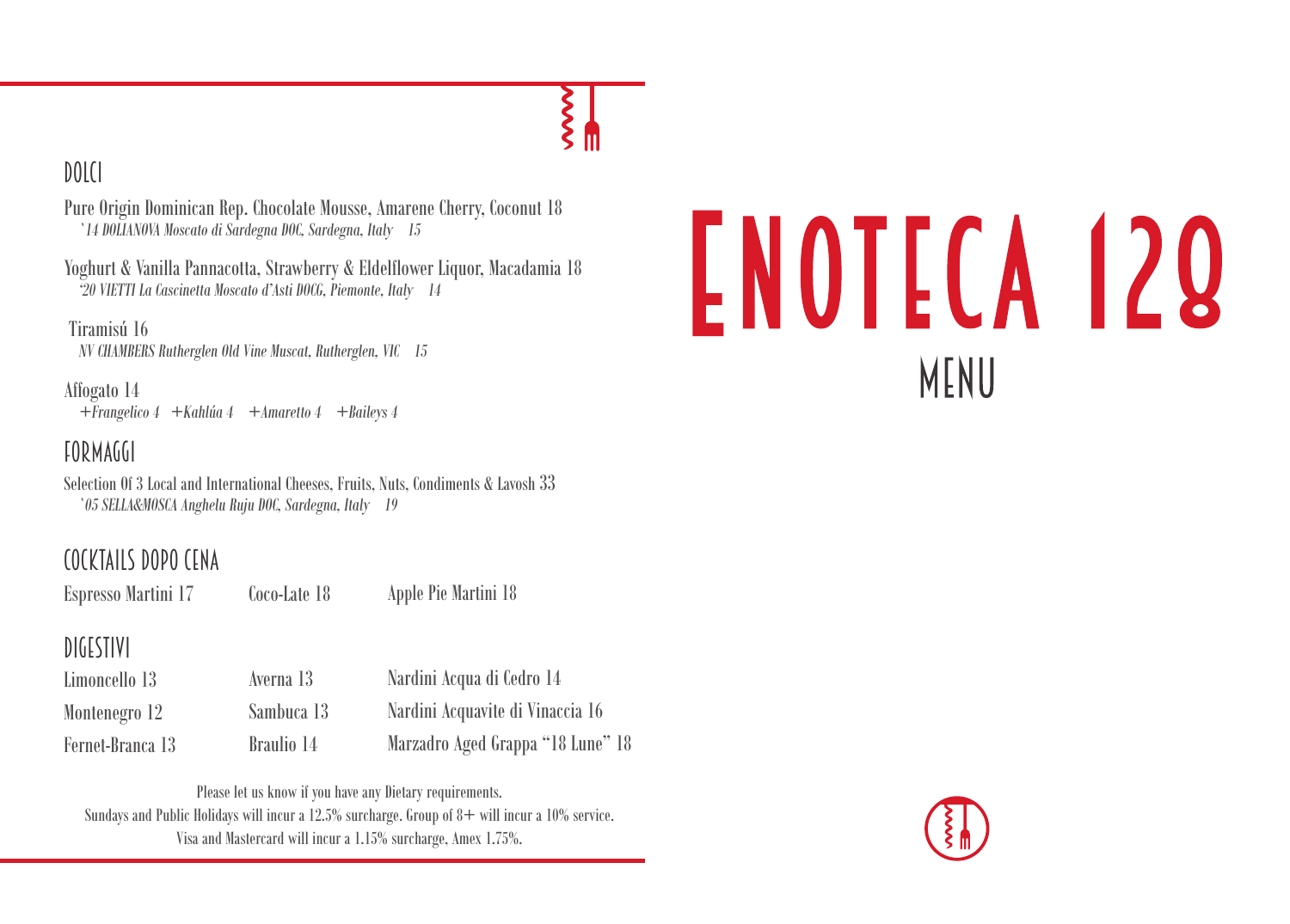## DOLCI

Pure Origin Dominican Rep. Chocolate Mousse, Amarene Cherry, Coconut 18
*`14 DOLIANOVA Moscato di Sardegna DOC, Sardegna, Italy 15*

Yoghurt & Vanilla Pannacotta, Strawberry & Eldelflower Liquor, Macadamia 18
*'20 VIETTI La Cascinetta Moscato d'Asti DOCG, Piemonte, Italy 14*

Tiramisú 16
*NV CHAMBERS Rutherglen Old Vine Muscat, Rutherglen, VIC 15*

Affogato 14
*+Frangelico 4 +Kahlúa 4 +Amaretto 4 +Baileys 4*

## FORMAGGI

Selection Of 3 Local and International Cheeses, Fruits, Nuts, Condiments & Lavosh 33
*`05 SELLA&MOSCA Anghelu Ruju DOC, Sardegna, Italy 19*

## COCKTAILS DOPO CENA

Espresso Martini 17

Coco-Late 18

Apple Pie Martini 18

## DIGESTIVI

| | | |
|---|---|---|
| Limoncello 13 | Averna 13 | Nardini Acqua di Cedro 14 |
| Montenegro 12 | Sambuca 13 | Nardini Acquavite di Vinaccia 16 |
| Fernet-Branca 13 | Braulio 14 | Marzadro Aged Grappa "18 Lune" 18 |

Please let us know if you have any Dietary requirements.
Sundays and Public Holidays will incur a 12.5% surcharge. Group of 8+ will incur a 10% service.
Visa and Mastercard will incur a 1.15% surcharge, Amex 1.75%.

# ENOTECA 128

## MENU